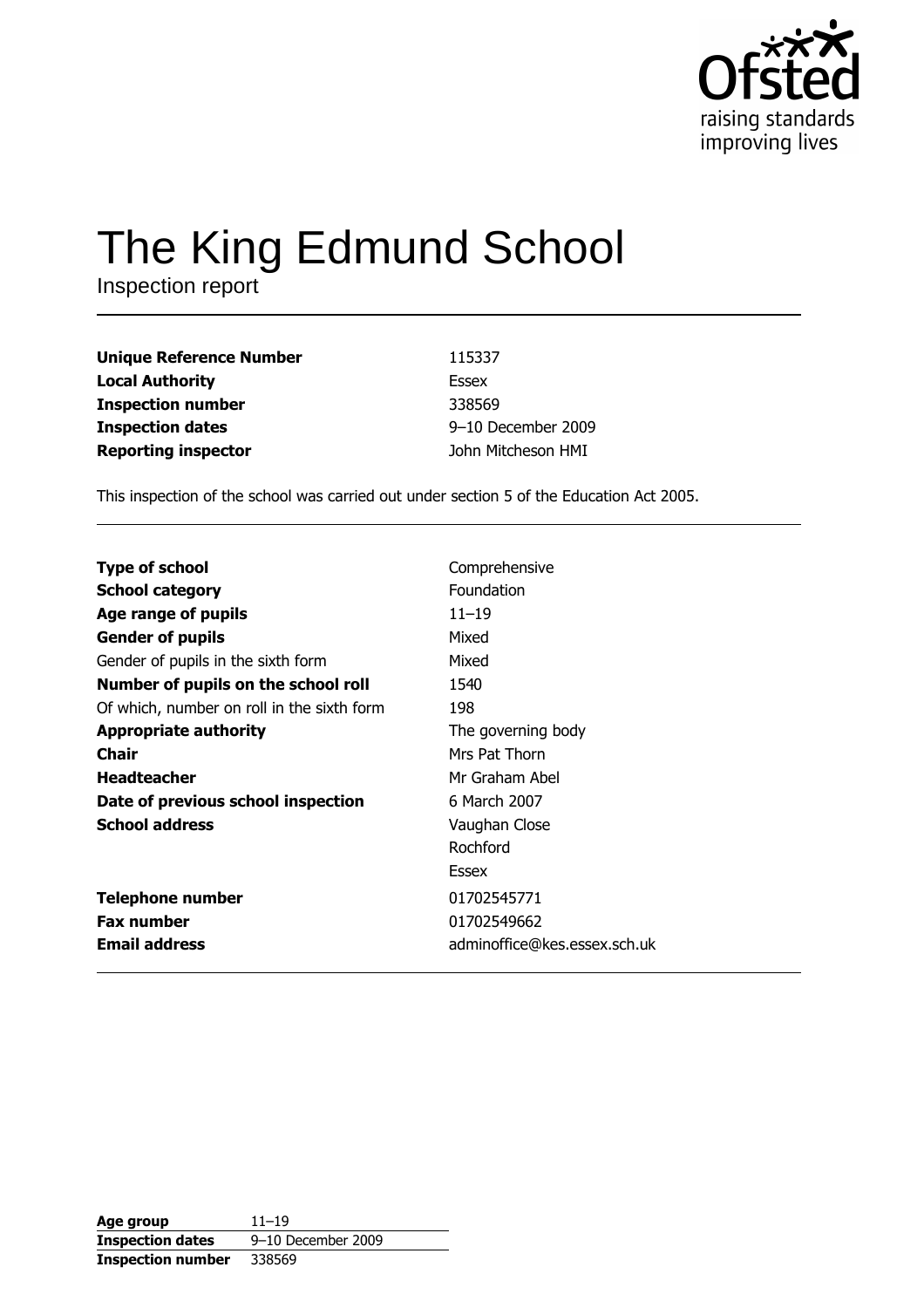# The King Edmund School

Inspection report

| | |
|---|---|
| **Unique Reference Number** | 115337 |
| **Local Authority** | Essex |
| **Inspection number** | 338569 |
| **Inspection dates** | 9–10 December 2009 |
| **Reporting inspector** | John Mitcheson HMI |

This inspection of the school was carried out under section 5 of the Education Act 2005.

| | |
|---|---|
| **Type of school** | Comprehensive |
| **School category** | Foundation |
| **Age range of pupils** | 11–19 |
| **Gender of pupils** | Mixed |
| Gender of pupils in the sixth form | Mixed |
| **Number of pupils on the school roll** | 1540 |
| Of which, number on roll in the sixth form | 198 |
| **Appropriate authority** | The governing body |
| **Chair** | Mrs Pat Thorn |
| **Headteacher** | Mr Graham Abel |
| **Date of previous school inspection** | 6 March 2007 |
| **School address** | Vaughan Close<br>Rochford<br>Essex |
| **Telephone number** | 01702545771 |
| **Fax number** | 01702549662 |
| **Email address** | adminoffice@kes.essex.sch.uk |

| | |
|---|---|
| **Age group** | 11–19 |
| **Inspection dates** | 9–10 December 2009 |
| **Inspection number** | 338569 |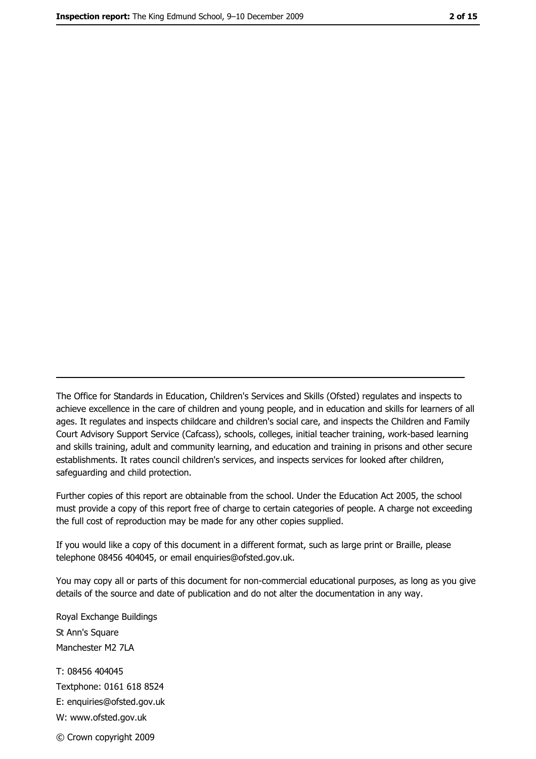The Office for Standards in Education, Children's Services and Skills (Ofsted) regulates and inspects to achieve excellence in the care of children and young people, and in education and skills for learners of all ages. It regulates and inspects childcare and children's social care, and inspects the Children and Family Court Advisory Support Service (Cafcass), schools, colleges, initial teacher training, work-based learning and skills training, adult and community learning, and education and training in prisons and other secure establishments. It rates council children's services, and inspects services for looked after children, safeguarding and child protection.

Further copies of this report are obtainable from the school. Under the Education Act 2005, the school must provide a copy of this report free of charge to certain categories of people. A charge not exceeding the full cost of reproduction may be made for any other copies supplied.

If you would like a copy of this document in a different format, such as large print or Braille, please telephone 08456 404045, or email enquiries@ofsted.gov.uk.

You may copy all or parts of this document for non-commercial educational purposes, as long as you give details of the source and date of publication and do not alter the documentation in any way.

Royal Exchange Buildings
St Ann's Square
Manchester M2 7LA

T: 08456 404045
Textphone: 0161 618 8524
E: enquiries@ofsted.gov.uk
W: www.ofsted.gov.uk

© Crown copyright 2009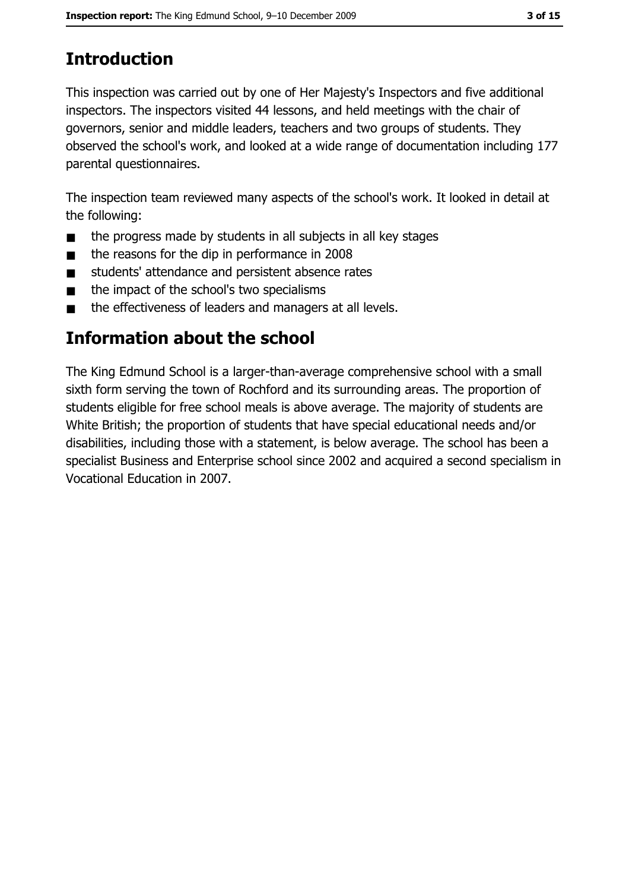# Introduction

This inspection was carried out by one of Her Majesty's Inspectors and five additional inspectors. The inspectors visited 44 lessons, and held meetings with the chair of governors, senior and middle leaders, teachers and two groups of students. They observed the school's work, and looked at a wide range of documentation including 177 parental questionnaires.

The inspection team reviewed many aspects of the school's work. It looked in detail at the following:

- the progress made by students in all subjects in all key stages
- the reasons for the dip in performance in 2008
- students' attendance and persistent absence rates
- the impact of the school's two specialisms
- the effectiveness of leaders and managers at all levels.

# Information about the school

The King Edmund School is a larger-than-average comprehensive school with a small sixth form serving the town of Rochford and its surrounding areas. The proportion of students eligible for free school meals is above average. The majority of students are White British; the proportion of students that have special educational needs and/or disabilities, including those with a statement, is below average. The school has been a specialist Business and Enterprise school since 2002 and acquired a second specialism in Vocational Education in 2007.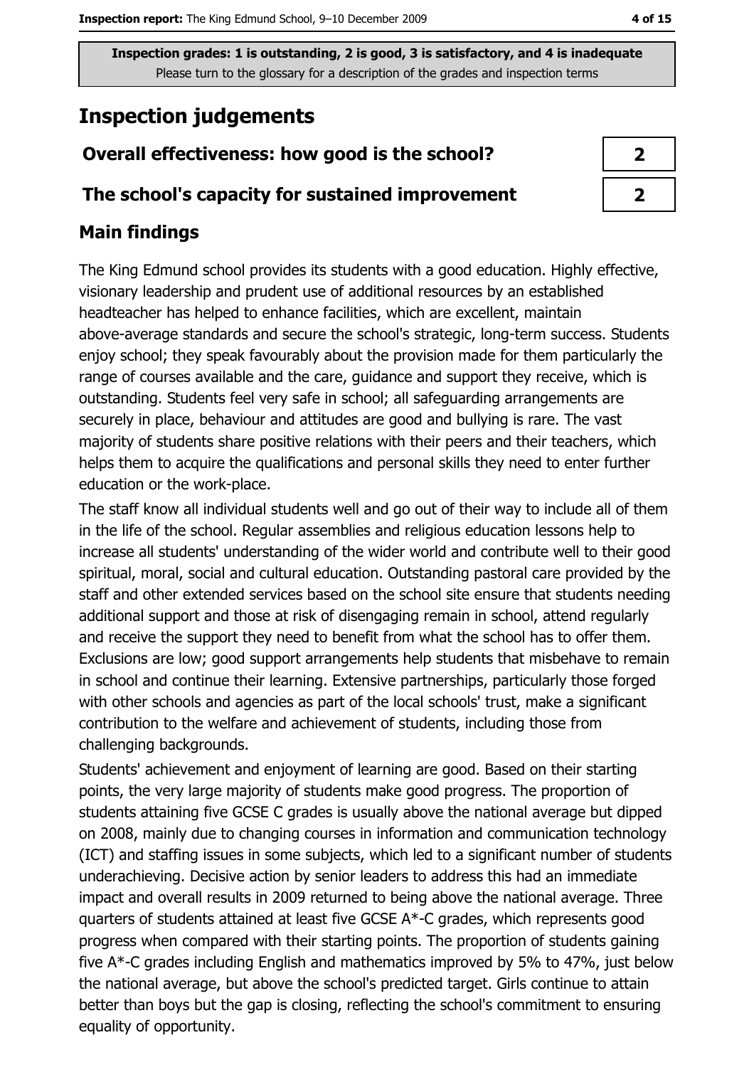Inspection grades: 1 is outstanding, 2 is good, 3 is satisfactory, and 4 is inadequate
Please turn to the glossary for a description of the grades and inspection terms

# Inspection judgements

| | |
|---|---|
| **Overall effectiveness: how good is the school?** | **2** |
| **The school's capacity for sustained improvement** | **2** |

## Main findings

The King Edmund school provides its students with a good education. Highly effective, visionary leadership and prudent use of additional resources by an established headteacher has helped to enhance facilities, which are excellent, maintain above-average standards and secure the school's strategic, long-term success. Students enjoy school; they speak favourably about the provision made for them particularly the range of courses available and the care, guidance and support they receive, which is outstanding. Students feel very safe in school; all safeguarding arrangements are securely in place, behaviour and attitudes are good and bullying is rare. The vast majority of students share positive relations with their peers and their teachers, which helps them to acquire the qualifications and personal skills they need to enter further education or the work-place.

The staff know all individual students well and go out of their way to include all of them in the life of the school. Regular assemblies and religious education lessons help to increase all students' understanding of the wider world and contribute well to their good spiritual, moral, social and cultural education. Outstanding pastoral care provided by the staff and other extended services based on the school site ensure that students needing additional support and those at risk of disengaging remain in school, attend regularly and receive the support they need to benefit from what the school has to offer them. Exclusions are low; good support arrangements help students that misbehave to remain in school and continue their learning. Extensive partnerships, particularly those forged with other schools and agencies as part of the local schools' trust, make a significant contribution to the welfare and achievement of students, including those from challenging backgrounds.

Students' achievement and enjoyment of learning are good. Based on their starting points, the very large majority of students make good progress. The proportion of students attaining five GCSE C grades is usually above the national average but dipped on 2008, mainly due to changing courses in information and communication technology (ICT) and staffing issues in some subjects, which led to a significant number of students underachieving. Decisive action by senior leaders to address this had an immediate impact and overall results in 2009 returned to being above the national average. Three quarters of students attained at least five GCSE A*-C grades, which represents good progress when compared with their starting points. The proportion of students gaining five A*-C grades including English and mathematics improved by 5% to 47%, just below the national average, but above the school's predicted target. Girls continue to attain better than boys but the gap is closing, reflecting the school's commitment to ensuring equality of opportunity.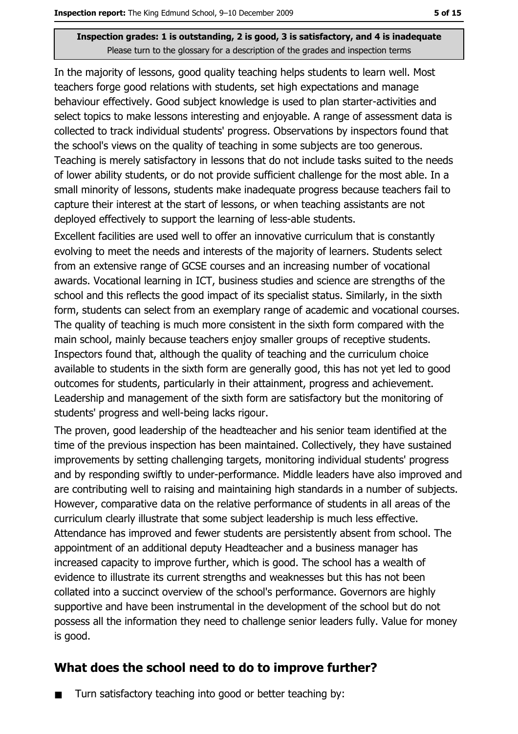In the majority of lessons, good quality teaching helps students to learn well. Most teachers forge good relations with students, set high expectations and manage behaviour effectively. Good subject knowledge is used to plan starter-activities and select topics to make lessons interesting and enjoyable. A range of assessment data is collected to track individual students' progress. Observations by inspectors found that the school's views on the quality of teaching in some subjects are too generous. Teaching is merely satisfactory in lessons that do not include tasks suited to the needs of lower ability students, or do not provide sufficient challenge for the most able. In a small minority of lessons, students make inadequate progress because teachers fail to capture their interest at the start of lessons, or when teaching assistants are not deployed effectively to support the learning of less-able students.

Excellent facilities are used well to offer an innovative curriculum that is constantly evolving to meet the needs and interests of the majority of learners. Students select from an extensive range of GCSE courses and an increasing number of vocational awards. Vocational learning in ICT, business studies and science are strengths of the school and this reflects the good impact of its specialist status. Similarly, in the sixth form, students can select from an exemplary range of academic and vocational courses. The quality of teaching is much more consistent in the sixth form compared with the main school, mainly because teachers enjoy smaller groups of receptive students. Inspectors found that, although the quality of teaching and the curriculum choice available to students in the sixth form are generally good, this has not yet led to good outcomes for students, particularly in their attainment, progress and achievement. Leadership and management of the sixth form are satisfactory but the monitoring of students' progress and well-being lacks rigour.

The proven, good leadership of the headteacher and his senior team identified at the time of the previous inspection has been maintained. Collectively, they have sustained improvements by setting challenging targets, monitoring individual students' progress and by responding swiftly to under-performance. Middle leaders have also improved and are contributing well to raising and maintaining high standards in a number of subjects. However, comparative data on the relative performance of students in all areas of the curriculum clearly illustrate that some subject leadership is much less effective. Attendance has improved and fewer students are persistently absent from school. The appointment of an additional deputy Headteacher and a business manager has increased capacity to improve further, which is good. The school has a wealth of evidence to illustrate its current strengths and weaknesses but this has not been collated into a succinct overview of the school's performance. Governors are highly supportive and have been instrumental in the development of the school but do not possess all the information they need to challenge senior leaders fully. Value for money is good.

## What does the school need to do to improve further?

- Turn satisfactory teaching into good or better teaching by: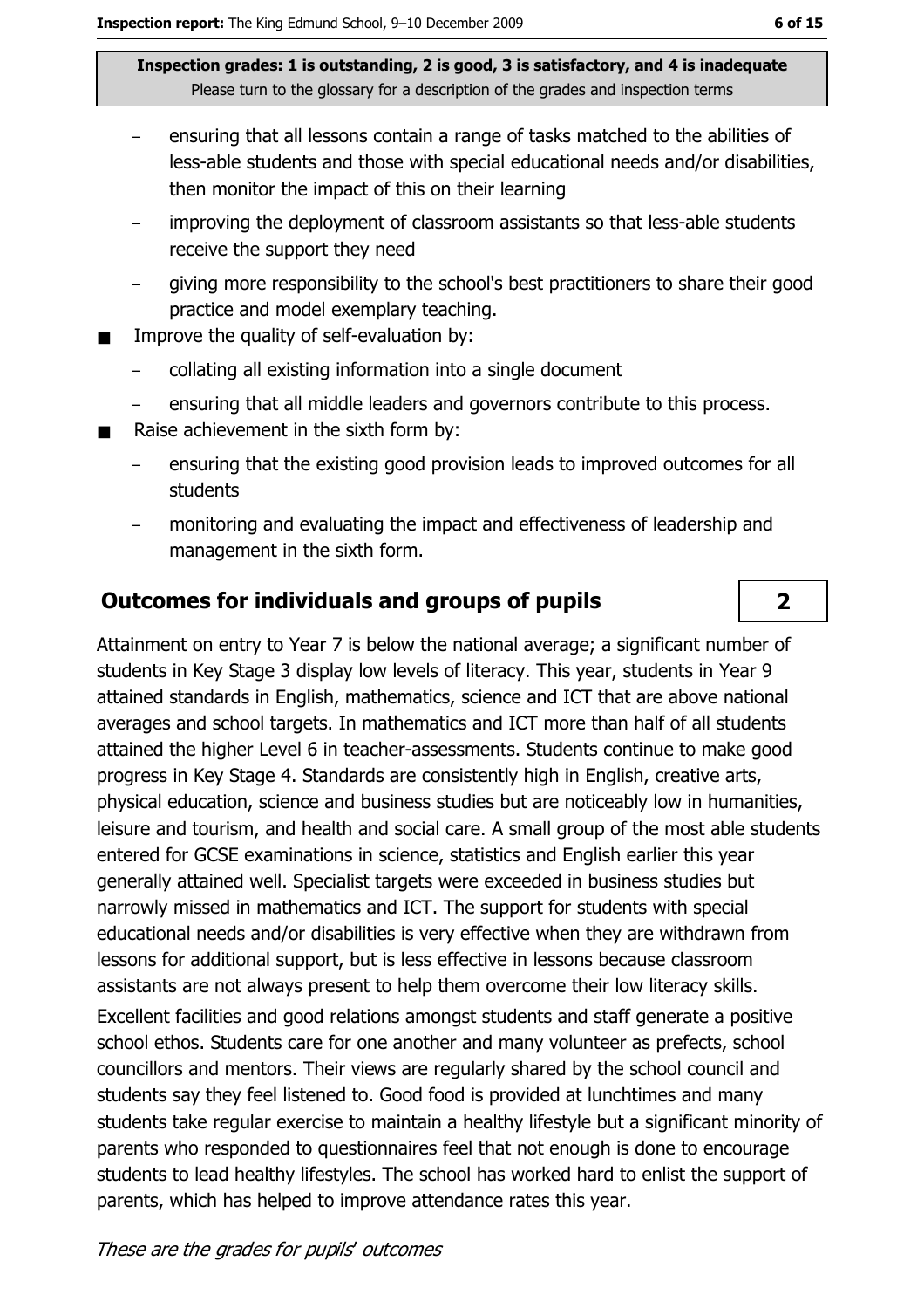- ensuring that all lessons contain a range of tasks matched to the abilities of less-able students and those with special educational needs and/or disabilities, then monitor the impact of this on their learning
- improving the deployment of classroom assistants so that less-able students receive the support they need
- giving more responsibility to the school's best practitioners to share their good practice and model exemplary teaching.

- Improve the quality of self-evaluation by:
  - collating all existing information into a single document
  - ensuring that all middle leaders and governors contribute to this process.
- Raise achievement in the sixth form by:
  - ensuring that the existing good provision leads to improved outcomes for all students
  - monitoring and evaluating the impact and effectiveness of leadership and management in the sixth form.

## Outcomes for individuals and groups of pupils — 2

Attainment on entry to Year 7 is below the national average; a significant number of students in Key Stage 3 display low levels of literacy. This year, students in Year 9 attained standards in English, mathematics, science and ICT that are above national averages and school targets. In mathematics and ICT more than half of all students attained the higher Level 6 in teacher-assessments. Students continue to make good progress in Key Stage 4. Standards are consistently high in English, creative arts, physical education, science and business studies but are noticeably low in humanities, leisure and tourism, and health and social care. A small group of the most able students entered for GCSE examinations in science, statistics and English earlier this year generally attained well. Specialist targets were exceeded in business studies but narrowly missed in mathematics and ICT. The support for students with special educational needs and/or disabilities is very effective when they are withdrawn from lessons for additional support, but is less effective in lessons because classroom assistants are not always present to help them overcome their low literacy skills.

Excellent facilities and good relations amongst students and staff generate a positive school ethos. Students care for one another and many volunteer as prefects, school councillors and mentors. Their views are regularly shared by the school council and students say they feel listened to. Good food is provided at lunchtimes and many students take regular exercise to maintain a healthy lifestyle but a significant minority of parents who responded to questionnaires feel that not enough is done to encourage students to lead healthy lifestyles. The school has worked hard to enlist the support of parents, which has helped to improve attendance rates this year.

*These are the grades for pupils' outcomes*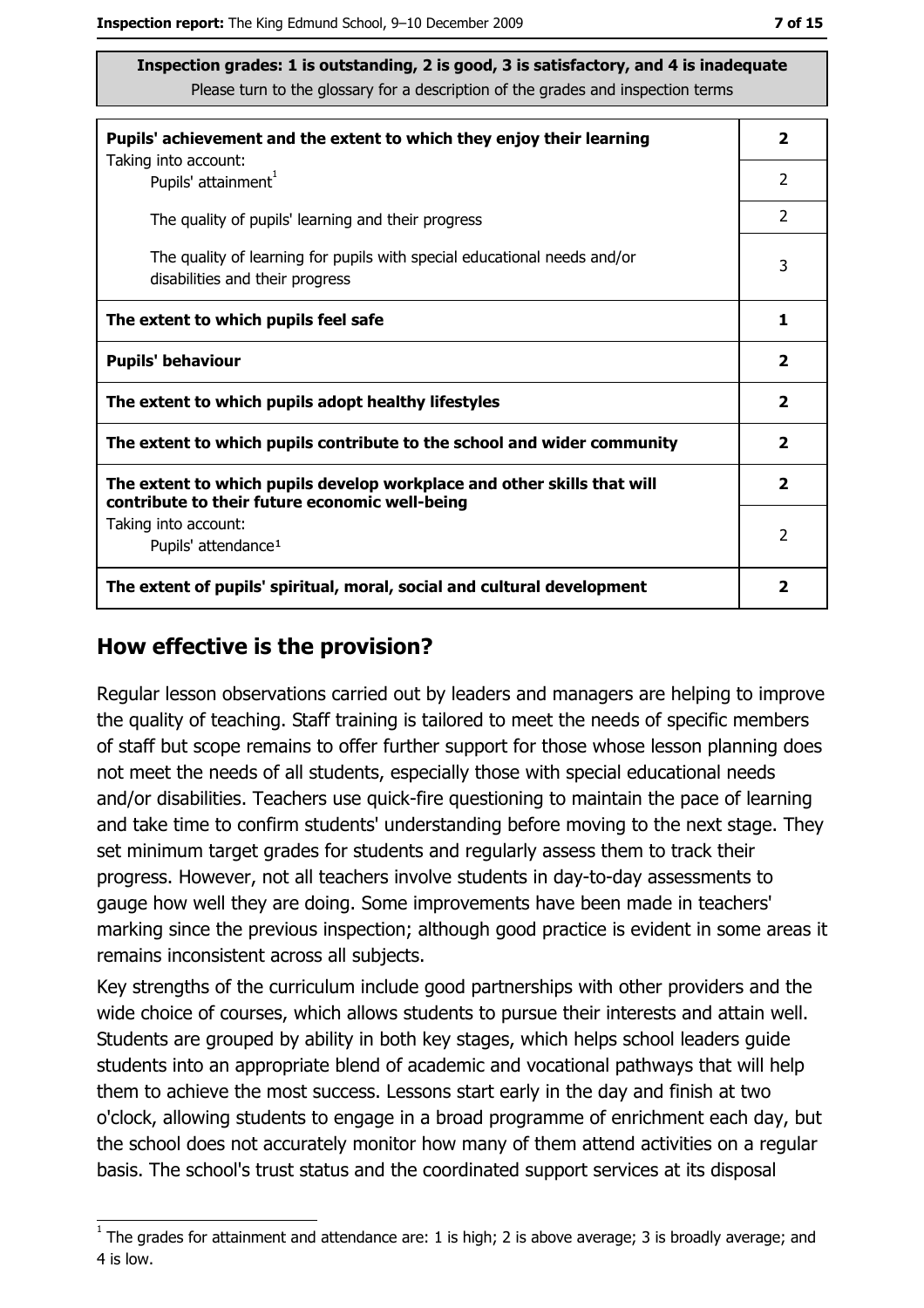**Inspection grades: 1 is outstanding, 2 is good, 3 is satisfactory, and 4 is inadequate**
Please turn to the glossary for a description of the grades and inspection terms

| | |
|---|---|
| **Pupils' achievement and the extent to which they enjoy their learning** | **2** |
| Taking into account: Pupils' attainment[1] | 2 |
| The quality of pupils' learning and their progress | 2 |
| The quality of learning for pupils with special educational needs and/or disabilities and their progress | 3 |
| **The extent to which pupils feel safe** | **1** |
| **Pupils' behaviour** | **2** |
| **The extent to which pupils adopt healthy lifestyles** | **2** |
| **The extent to which pupils contribute to the school and wider community** | **2** |
| **The extent to which pupils develop workplace and other skills that will contribute to their future economic well-being** | **2** |
| Taking into account: Pupils' attendance[1] | 2 |
| **The extent of pupils' spiritual, moral, social and cultural development** | **2** |

## How effective is the provision?

Regular lesson observations carried out by leaders and managers are helping to improve the quality of teaching. Staff training is tailored to meet the needs of specific members of staff but scope remains to offer further support for those whose lesson planning does not meet the needs of all students, especially those with special educational needs and/or disabilities. Teachers use quick-fire questioning to maintain the pace of learning and take time to confirm students' understanding before moving to the next stage. They set minimum target grades for students and regularly assess them to track their progress. However, not all teachers involve students in day-to-day assessments to gauge how well they are doing. Some improvements have been made in teachers' marking since the previous inspection; although good practice is evident in some areas it remains inconsistent across all subjects.

Key strengths of the curriculum include good partnerships with other providers and the wide choice of courses, which allows students to pursue their interests and attain well. Students are grouped by ability in both key stages, which helps school leaders guide students into an appropriate blend of academic and vocational pathways that will help them to achieve the most success. Lessons start early in the day and finish at two o'clock, allowing students to engage in a broad programme of enrichment each day, but the school does not accurately monitor how many of them attend activities on a regular basis. The school's trust status and the coordinated support services at its disposal

[1] The grades for attainment and attendance are: 1 is high; 2 is above average; 3 is broadly average; and 4 is low.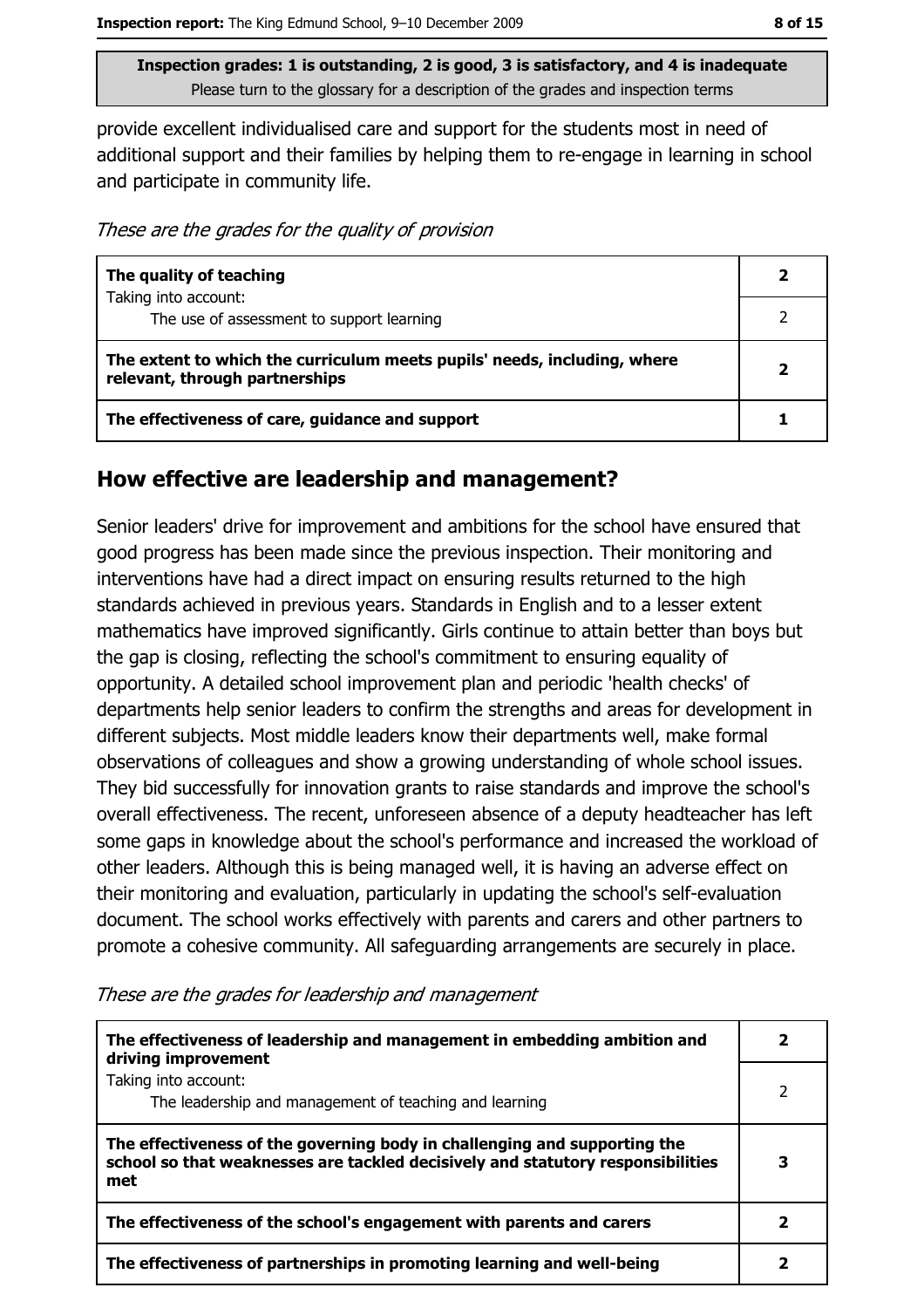**Inspection grades: 1 is outstanding, 2 is good, 3 is satisfactory, and 4 is inadequate**
Please turn to the glossary for a description of the grades and inspection terms

provide excellent individualised care and support for the students most in need of additional support and their families by helping them to re-engage in learning in school and participate in community life.

*These are the grades for the quality of provision*

| | |
|---|---|
| **The quality of teaching** | **2** |
| Taking into account:<br>The use of assessment to support learning | 2 |
| **The extent to which the curriculum meets pupils' needs, including, where relevant, through partnerships** | **2** |
| **The effectiveness of care, guidance and support** | **1** |

## How effective are leadership and management?

Senior leaders' drive for improvement and ambitions for the school have ensured that good progress has been made since the previous inspection. Their monitoring and interventions have had a direct impact on ensuring results returned to the high standards achieved in previous years. Standards in English and to a lesser extent mathematics have improved significantly. Girls continue to attain better than boys but the gap is closing, reflecting the school's commitment to ensuring equality of opportunity. A detailed school improvement plan and periodic 'health checks' of departments help senior leaders to confirm the strengths and areas for development in different subjects. Most middle leaders know their departments well, make formal observations of colleagues and show a growing understanding of whole school issues. They bid successfully for innovation grants to raise standards and improve the school's overall effectiveness. The recent, unforeseen absence of a deputy headteacher has left some gaps in knowledge about the school's performance and increased the workload of other leaders. Although this is being managed well, it is having an adverse effect on their monitoring and evaluation, particularly in updating the school's self-evaluation document. The school works effectively with parents and carers and other partners to promote a cohesive community. All safeguarding arrangements are securely in place.

*These are the grades for leadership and management*

| | |
|---|---|
| **The effectiveness of leadership and management in embedding ambition and driving improvement** | **2** |
| Taking into account:<br>The leadership and management of teaching and learning | 2 |
| **The effectiveness of the governing body in challenging and supporting the school so that weaknesses are tackled decisively and statutory responsibilities met** | **3** |
| **The effectiveness of the school's engagement with parents and carers** | **2** |
| **The effectiveness of partnerships in promoting learning and well-being** | **2** |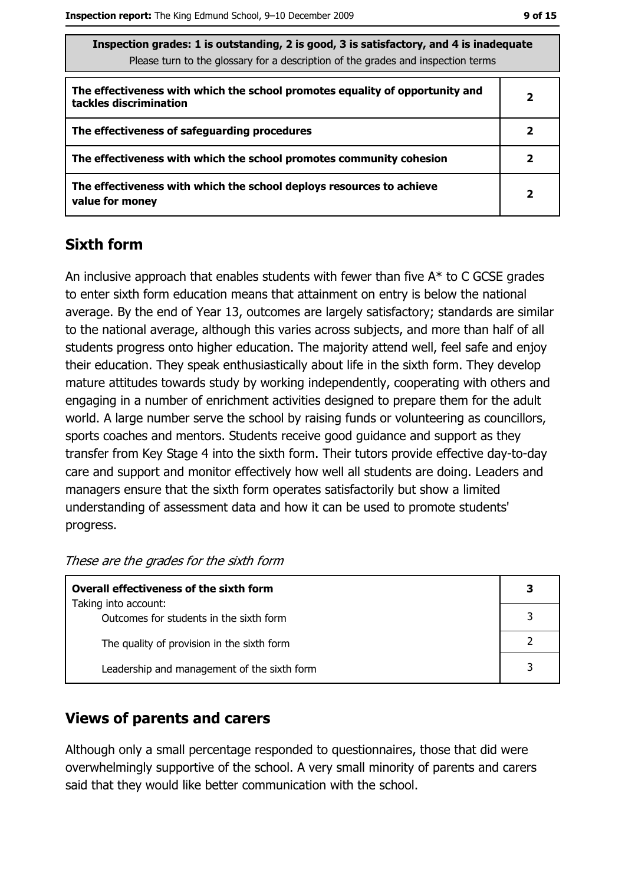| Inspection grades: 1 is outstanding, 2 is good, 3 is satisfactory, and 4 is inadequate<br>Please turn to the glossary for a description of the grades and inspection terms | |
|---|---|
| **The effectiveness with which the school promotes equality of opportunity and tackles discrimination** | **2** |
| **The effectiveness of safeguarding procedures** | **2** |
| **The effectiveness with which the school promotes community cohesion** | **2** |
| **The effectiveness with which the school deploys resources to achieve value for money** | **2** |

## Sixth form

An inclusive approach that enables students with fewer than five A* to C GCSE grades to enter sixth form education means that attainment on entry is below the national average. By the end of Year 13, outcomes are largely satisfactory; standards are similar to the national average, although this varies across subjects, and more than half of all students progress onto higher education. The majority attend well, feel safe and enjoy their education. They speak enthusiastically about life in the sixth form. They develop mature attitudes towards study by working independently, cooperating with others and engaging in a number of enrichment activities designed to prepare them for the adult world. A large number serve the school by raising funds or volunteering as councillors, sports coaches and mentors. Students receive good guidance and support as they transfer from Key Stage 4 into the sixth form. Their tutors provide effective day-to-day care and support and monitor effectively how well all students are doing. Leaders and managers ensure that the sixth form operates satisfactorily but show a limited understanding of assessment data and how it can be used to promote students' progress.

*These are the grades for the sixth form*

| | |
|---|---|
| **Overall effectiveness of the sixth form**<br>Taking into account: | **3** |
| Outcomes for students in the sixth form | 3 |
| The quality of provision in the sixth form | 2 |
| Leadership and management of the sixth form | 3 |

## Views of parents and carers

Although only a small percentage responded to questionnaires, those that did were overwhelmingly supportive of the school. A very small minority of parents and carers said that they would like better communication with the school.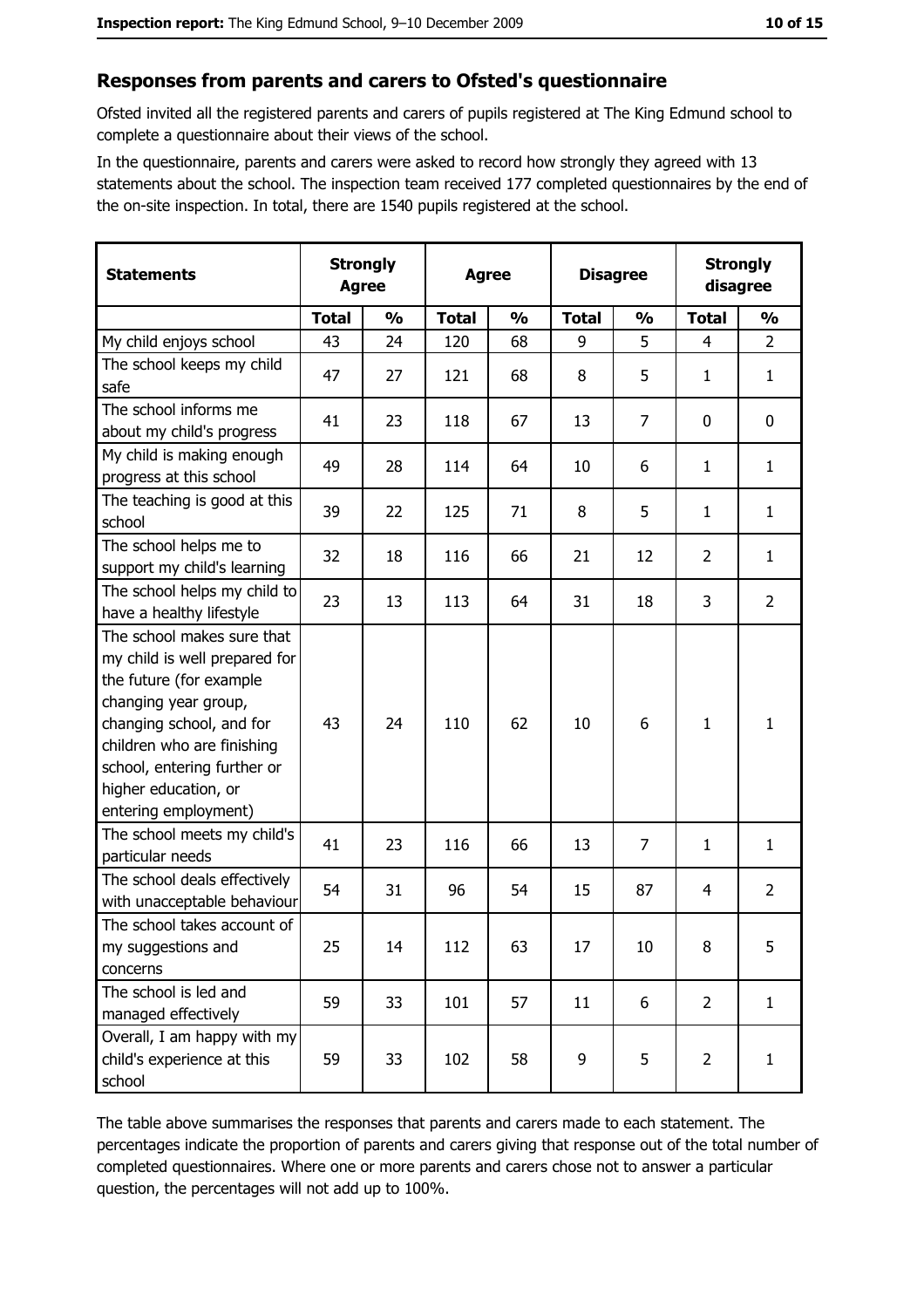## Responses from parents and carers to Ofsted's questionnaire

Ofsted invited all the registered parents and carers of pupils registered at The King Edmund school to complete a questionnaire about their views of the school.

In the questionnaire, parents and carers were asked to record how strongly they agreed with 13 statements about the school. The inspection team received 177 completed questionnaires by the end of the on-site inspection. In total, there are 1540 pupils registered at the school.

| Statements | Strongly Agree | | Agree | | Disagree | | Strongly disagree | |
|---|---|---|---|---|---|---|---|---|
| | Total | % | Total | % | Total | % | Total | % |
| My child enjoys school | 43 | 24 | 120 | 68 | 9 | 5 | 4 | 2 |
| The school keeps my child safe | 47 | 27 | 121 | 68 | 8 | 5 | 1 | 1 |
| The school informs me about my child's progress | 41 | 23 | 118 | 67 | 13 | 7 | 0 | 0 |
| My child is making enough progress at this school | 49 | 28 | 114 | 64 | 10 | 6 | 1 | 1 |
| The teaching is good at this school | 39 | 22 | 125 | 71 | 8 | 5 | 1 | 1 |
| The school helps me to support my child's learning | 32 | 18 | 116 | 66 | 21 | 12 | 2 | 1 |
| The school helps my child to have a healthy lifestyle | 23 | 13 | 113 | 64 | 31 | 18 | 3 | 2 |
| The school makes sure that my child is well prepared for the future (for example changing year group, changing school, and for children who are finishing school, entering further or higher education, or entering employment) | 43 | 24 | 110 | 62 | 10 | 6 | 1 | 1 |
| The school meets my child's particular needs | 41 | 23 | 116 | 66 | 13 | 7 | 1 | 1 |
| The school deals effectively with unacceptable behaviour | 54 | 31 | 96 | 54 | 15 | 87 | 4 | 2 |
| The school takes account of my suggestions and concerns | 25 | 14 | 112 | 63 | 17 | 10 | 8 | 5 |
| The school is led and managed effectively | 59 | 33 | 101 | 57 | 11 | 6 | 2 | 1 |
| Overall, I am happy with my child's experience at this school | 59 | 33 | 102 | 58 | 9 | 5 | 2 | 1 |

The table above summarises the responses that parents and carers made to each statement. The percentages indicate the proportion of parents and carers giving that response out of the total number of completed questionnaires. Where one or more parents and carers chose not to answer a particular question, the percentages will not add up to 100%.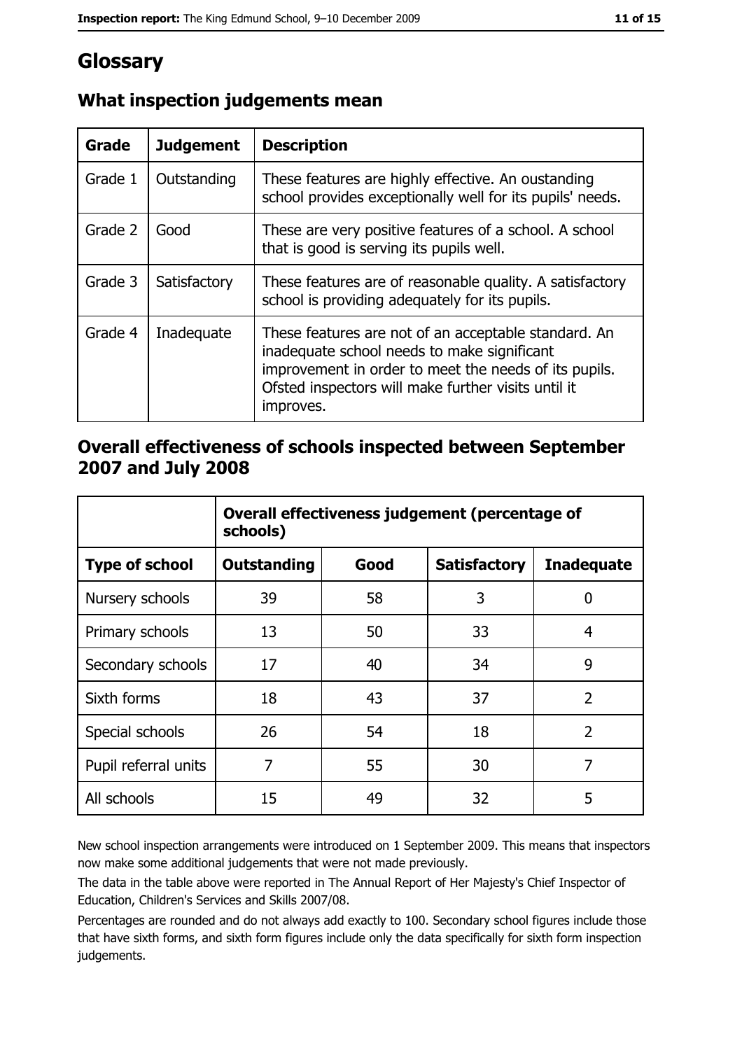# Glossary

## What inspection judgements mean

| Grade | Judgement | Description |
| --- | --- | --- |
| Grade 1 | Outstanding | These features are highly effective. An oustanding school provides exceptionally well for its pupils' needs. |
| Grade 2 | Good | These are very positive features of a school. A school that is good is serving its pupils well. |
| Grade 3 | Satisfactory | These features are of reasonable quality. A satisfactory school is providing adequately for its pupils. |
| Grade 4 | Inadequate | These features are not of an acceptable standard. An inadequate school needs to make significant improvement in order to meet the needs of its pupils. Ofsted inspectors will make further visits until it improves. |

## Overall effectiveness of schools inspected between September 2007 and July 2008

| | Overall effectiveness judgement (percentage of schools) | | | |
| --- | --- | --- | --- | --- |
| **Type of school** | **Outstanding** | **Good** | **Satisfactory** | **Inadequate** |
| Nursery schools | 39 | 58 | 3 | 0 |
| Primary schools | 13 | 50 | 33 | 4 |
| Secondary schools | 17 | 40 | 34 | 9 |
| Sixth forms | 18 | 43 | 37 | 2 |
| Special schools | 26 | 54 | 18 | 2 |
| Pupil referral units | 7 | 55 | 30 | 7 |
| All schools | 15 | 49 | 32 | 5 |

New school inspection arrangements were introduced on 1 September 2009. This means that inspectors now make some additional judgements that were not made previously.

The data in the table above were reported in The Annual Report of Her Majesty's Chief Inspector of Education, Children's Services and Skills 2007/08.

Percentages are rounded and do not always add exactly to 100. Secondary school figures include those that have sixth forms, and sixth form figures include only the data specifically for sixth form inspection judgements.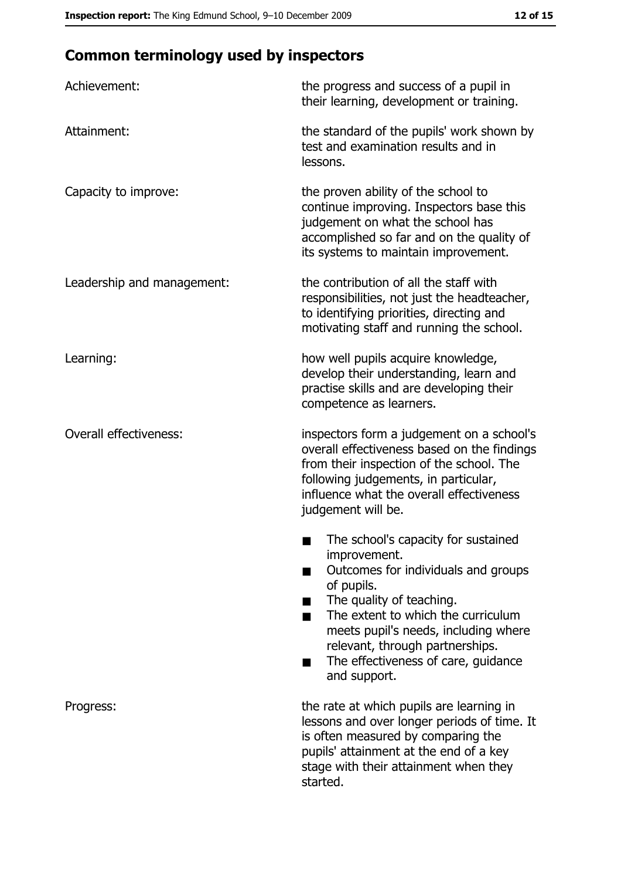## Common terminology used by inspectors

| | |
|---|---|
| Achievement: | the progress and success of a pupil in their learning, development or training. |
| Attainment: | the standard of the pupils' work shown by test and examination results and in lessons. |
| Capacity to improve: | the proven ability of the school to continue improving. Inspectors base this judgement on what the school has accomplished so far and on the quality of its systems to maintain improvement. |
| Leadership and management: | the contribution of all the staff with responsibilities, not just the headteacher, to identifying priorities, directing and motivating staff and running the school. |
| Learning: | how well pupils acquire knowledge, develop their understanding, learn and practise skills and are developing their competence as learners. |
| Overall effectiveness: | inspectors form a judgement on a school's overall effectiveness based on the findings from their inspection of the school. The following judgements, in particular, influence what the overall effectiveness judgement will be.<br>■ The school's capacity for sustained improvement.<br>■ Outcomes for individuals and groups of pupils.<br>■ The quality of teaching.<br>■ The extent to which the curriculum meets pupil's needs, including where relevant, through partnerships.<br>■ The effectiveness of care, guidance and support. |
| Progress: | the rate at which pupils are learning in lessons and over longer periods of time. It is often measured by comparing the pupils' attainment at the end of a key stage with their attainment when they started. |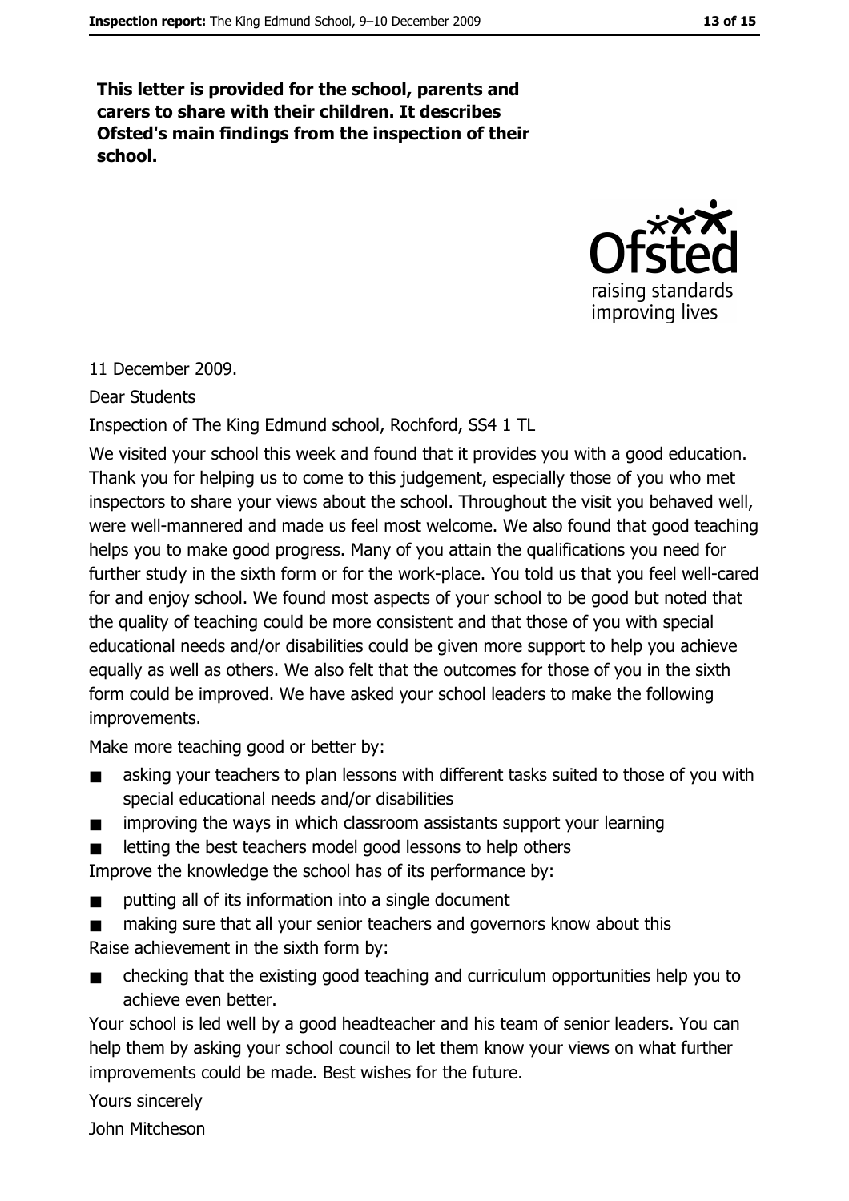**This letter is provided for the school, parents and carers to share with their children. It describes Ofsted's main findings from the inspection of their school.**

11 December 2009.

Dear Students

Inspection of The King Edmund school, Rochford, SS4 1 TL

We visited your school this week and found that it provides you with a good education. Thank you for helping us to come to this judgement, especially those of you who met inspectors to share your views about the school. Throughout the visit you behaved well, were well-mannered and made us feel most welcome. We also found that good teaching helps you to make good progress. Many of you attain the qualifications you need for further study in the sixth form or for the work-place. You told us that you feel well-cared for and enjoy school. We found most aspects of your school to be good but noted that the quality of teaching could be more consistent and that those of you with special educational needs and/or disabilities could be given more support to help you achieve equally as well as others. We also felt that the outcomes for those of you in the sixth form could be improved. We have asked your school leaders to make the following improvements.

Make more teaching good or better by:

- asking your teachers to plan lessons with different tasks suited to those of you with special educational needs and/or disabilities
- improving the ways in which classroom assistants support your learning
- letting the best teachers model good lessons to help others

Improve the knowledge the school has of its performance by:

- putting all of its information into a single document
- making sure that all your senior teachers and governors know about this

Raise achievement in the sixth form by:

- checking that the existing good teaching and curriculum opportunities help you to achieve even better.

Your school is led well by a good headteacher and his team of senior leaders. You can help them by asking your school council to let them know your views on what further improvements could be made. Best wishes for the future.

Yours sincerely

John Mitcheson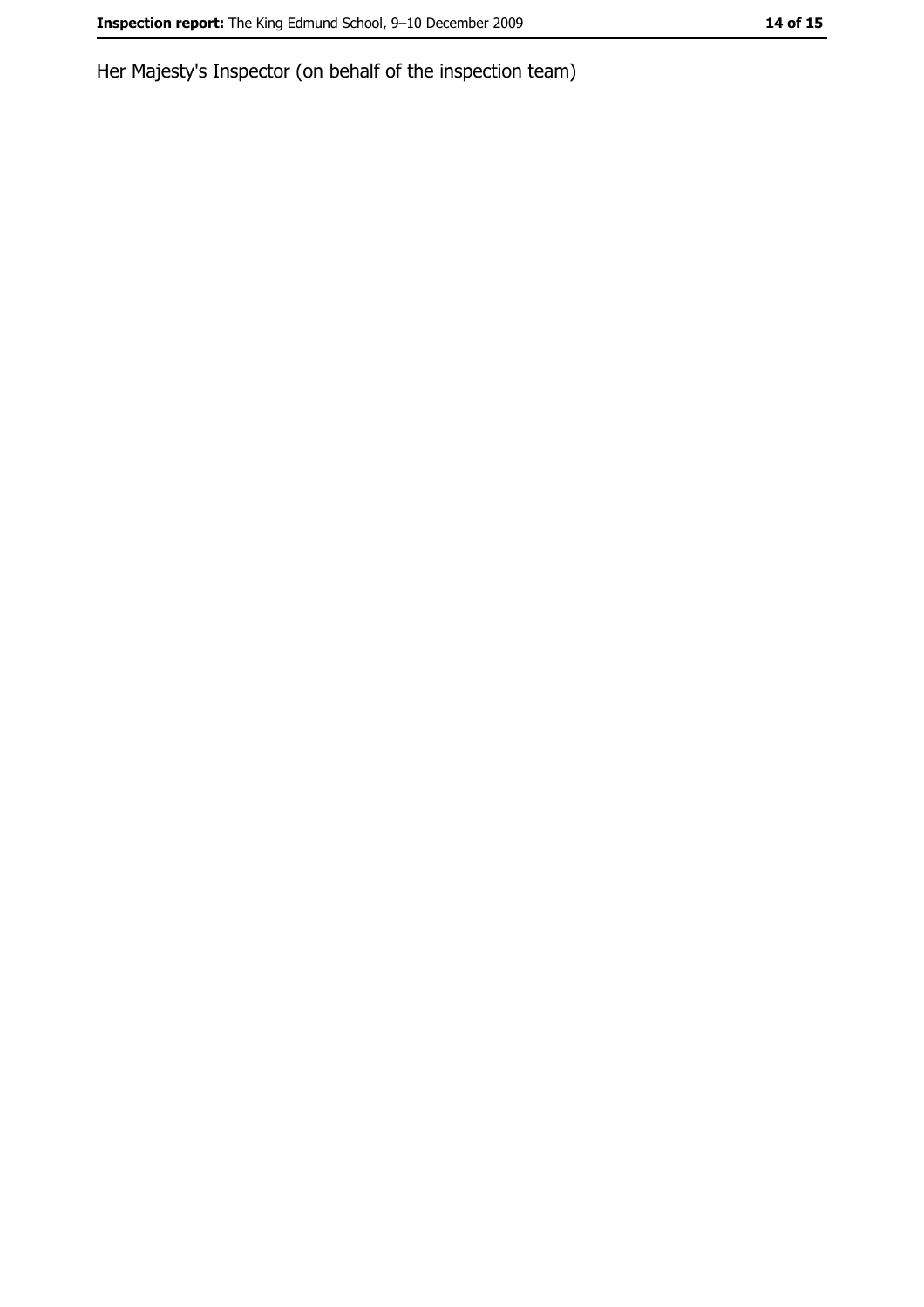Her Majesty's Inspector (on behalf of the inspection team)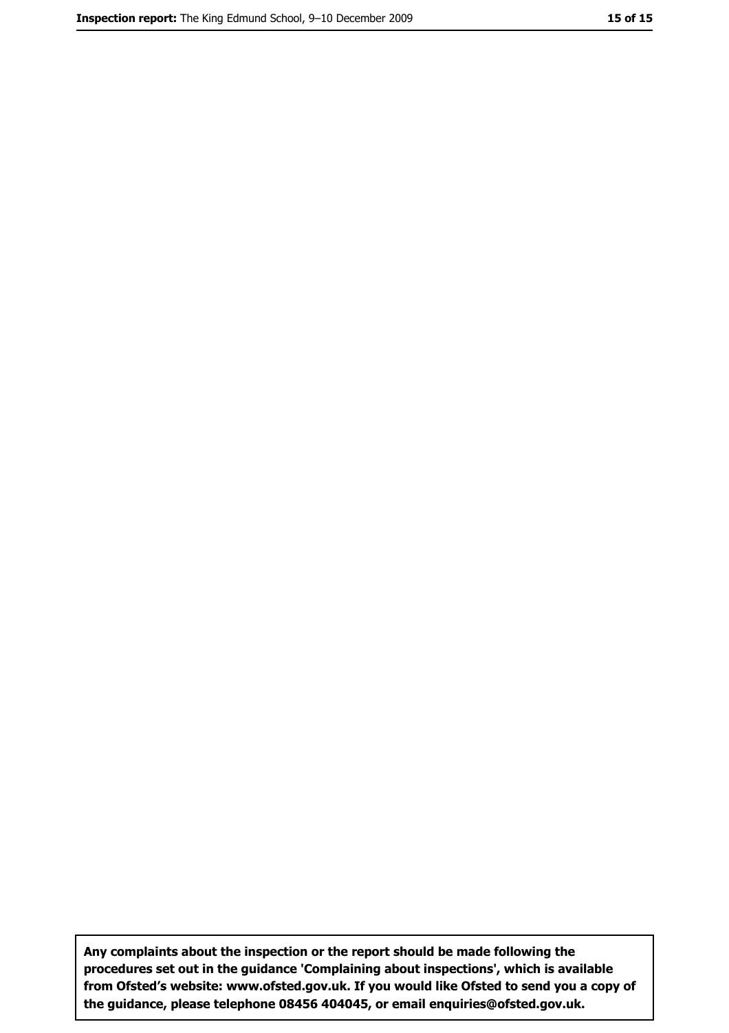**Any complaints about the inspection or the report should be made following the procedures set out in the guidance 'Complaining about inspections', which is available from Ofsted's website: www.ofsted.gov.uk. If you would like Ofsted to send you a copy of the guidance, please telephone 08456 404045, or email enquiries@ofsted.gov.uk.**